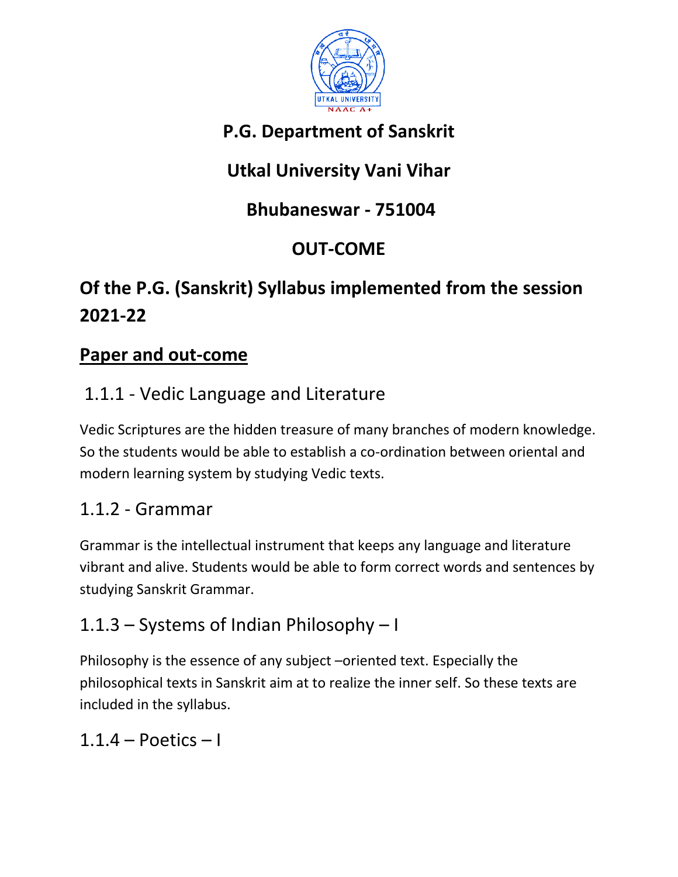# P.G. Department of Sanskrit

# Utkal University Vani Vihar

# Bhubaneswar - 751004

# OUT-COME

## Of the P.G. (Sanskrit) Syllabus implemented from the session 2021-22

## Paper and out-come

### 1.1.1 - Vedic Language and Literature

Vedic Scriptures are the hidden treasure of many branches of modern knowledge. So the students would be able to establish a co-ordination between oriental and modern learning system by studying Vedic texts.

### 1.1.2 - Grammar

Grammar is the intellectual instrument that keeps any language and literature vibrant and alive. Students would be able to form correct words and sentences by studying Sanskrit Grammar.

### 1.1.3 – Systems of Indian Philosophy – I

Philosophy is the essence of any subject –oriented text. Especially the philosophical texts in Sanskrit aim at to realize the inner self. So these texts are included in the syllabus.

### 1.1.4 – Poetics – I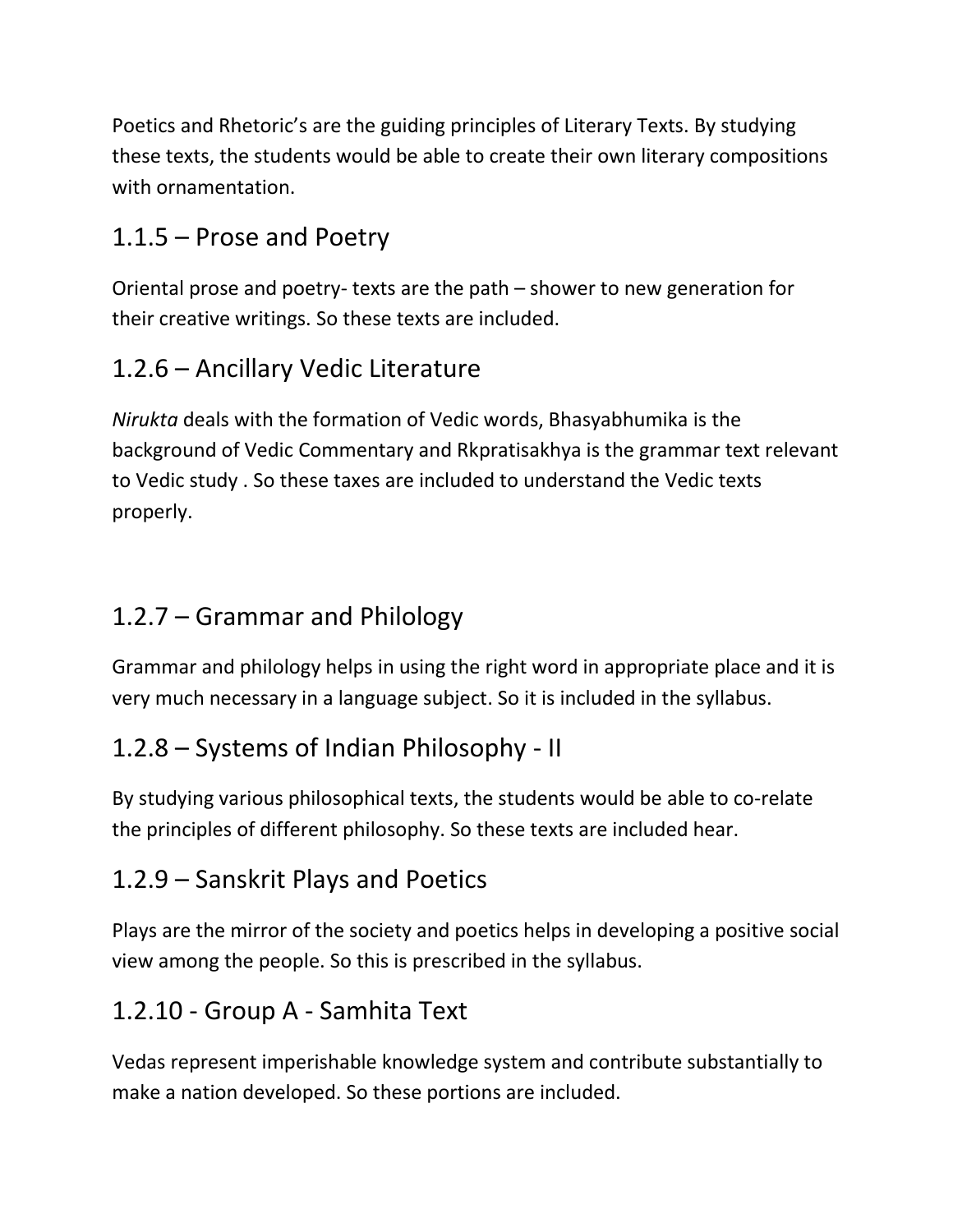Poetics and Rhetoric's are the guiding principles of Literary Texts. By studying these texts, the students would be able to create their own literary compositions with ornamentation.

## 1.1.5 – Prose and Poetry

Oriental prose and poetry- texts are the path – shower to new generation for their creative writings. So these texts are included.

## 1.2.6 – Ancillary Vedic Literature

*Nirukta* deals with the formation of Vedic words, Bhasyabhumika is the background of Vedic Commentary and Rkpratisakhya is the grammar text relevant to Vedic study . So these taxes are included to understand the Vedic texts properly.

## 1.2.7 – Grammar and Philology

Grammar and philology helps in using the right word in appropriate place and it is very much necessary in a language subject. So it is included in the syllabus.

## 1.2.8 – Systems of Indian Philosophy - II

By studying various philosophical texts, the students would be able to co-relate the principles of different philosophy. So these texts are included hear.

## 1.2.9 – Sanskrit Plays and Poetics

Plays are the mirror of the society and poetics helps in developing a positive social view among the people. So this is prescribed in the syllabus.

## 1.2.10 - Group A - Samhita Text

Vedas represent imperishable knowledge system and contribute substantially to make a nation developed. So these portions are included.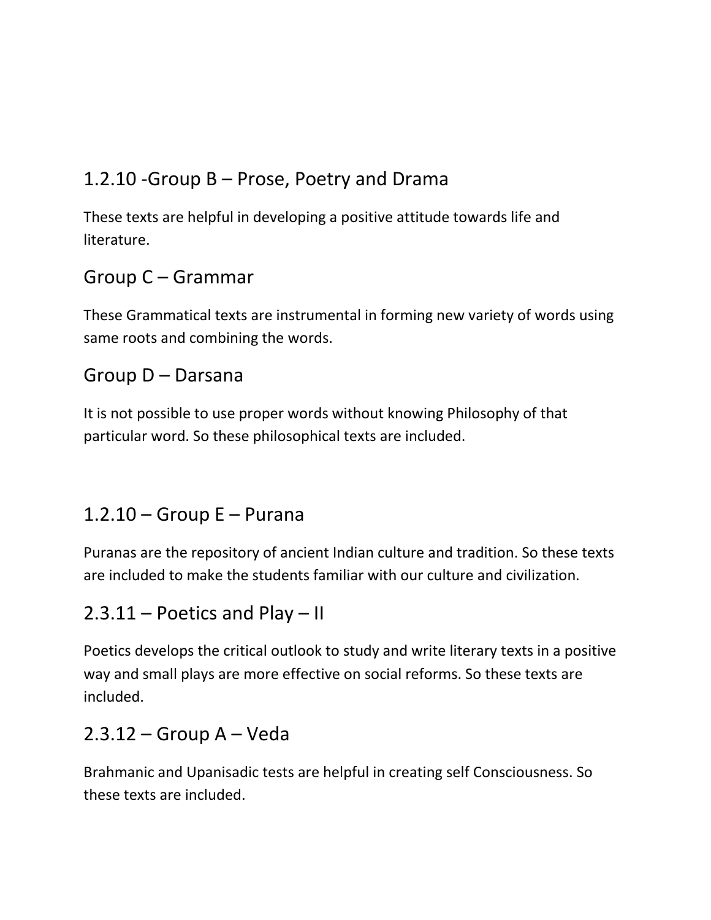## 1.2.10 -Group B – Prose, Poetry and Drama

These texts are helpful in developing a positive attitude towards life and literature.

## Group C – Grammar

These Grammatical texts are instrumental in forming new variety of words using same roots and combining the words.

## Group D – Darsana

It is not possible to use proper words without knowing Philosophy of that particular word. So these philosophical texts are included.

## 1.2.10 – Group E – Purana

Puranas are the repository of ancient Indian culture and tradition. So these texts are included to make the students familiar with our culture and civilization.

## 2.3.11 – Poetics and Play – II

Poetics develops the critical outlook to study and write literary texts in a positive way and small plays are more effective on social reforms. So these texts are included.

## 2.3.12 – Group A – Veda

Brahmanic and Upanisadic tests are helpful in creating self Consciousness. So these texts are included.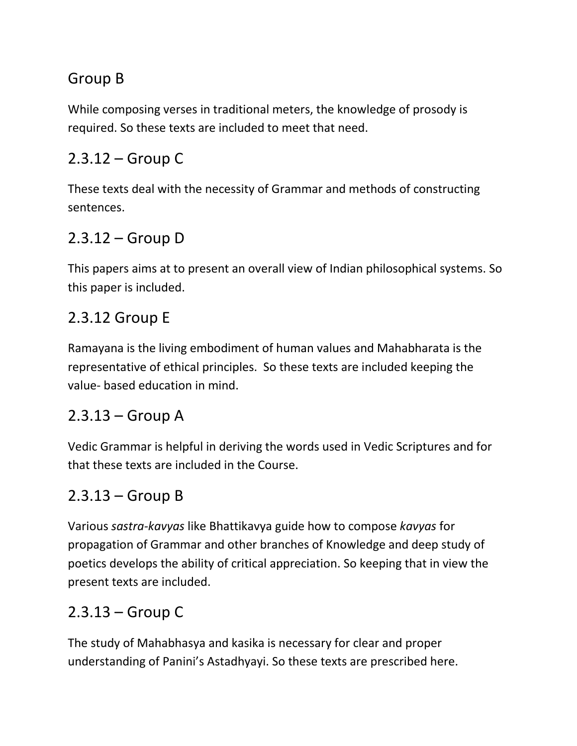## Group B

While composing verses in traditional meters, the knowledge of prosody is required. So these texts are included to meet that need.

## 2.3.12 – Group C

These texts deal with the necessity of Grammar and methods of constructing sentences.

## 2.3.12 – Group D

This papers aims at to present an overall view of Indian philosophical systems. So this paper is included.

## 2.3.12 Group E

Ramayana is the living embodiment of human values and Mahabharata is the representative of ethical principles.  So these texts are included keeping the value- based education in mind.

## 2.3.13 – Group A

Vedic Grammar is helpful in deriving the words used in Vedic Scriptures and for that these texts are included in the Course.

## 2.3.13 – Group B

Various *sastra-kavyas* like Bhattikavya guide how to compose *kavyas* for propagation of Grammar and other branches of Knowledge and deep study of poetics develops the ability of critical appreciation. So keeping that in view the present texts are included.

## 2.3.13 – Group C

The study of Mahabhasya and kasika is necessary for clear and proper understanding of Panini's Astadhyayi. So these texts are prescribed here.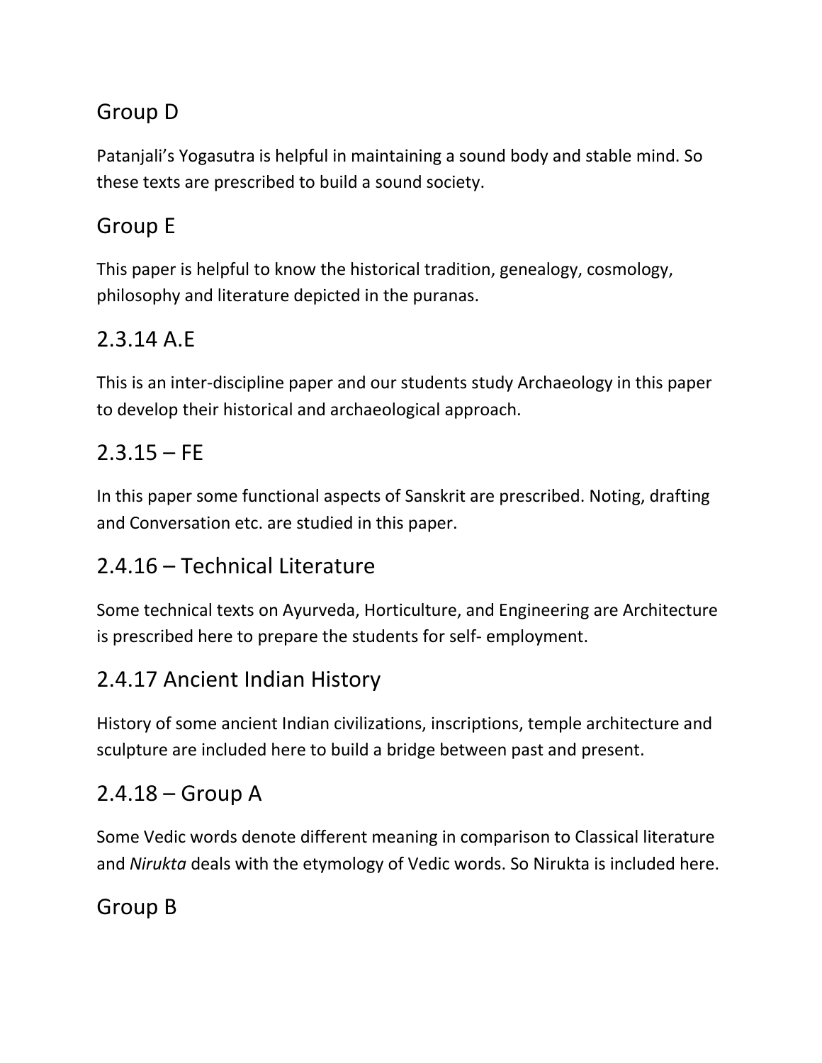## Group D

Patanjali's Yogasutra is helpful in maintaining a sound body and stable mind. So these texts are prescribed to build a sound society.

## Group E

This paper is helpful to know the historical tradition, genealogy, cosmology, philosophy and literature depicted in the puranas.

## 2.3.14 A.E

This is an inter-discipline paper and our students study Archaeology in this paper to develop their historical and archaeological approach.

## 2.3.15 – FE

In this paper some functional aspects of Sanskrit are prescribed. Noting, drafting and Conversation etc. are studied in this paper.

## 2.4.16 – Technical Literature

Some technical texts on Ayurveda, Horticulture, and Engineering are Architecture is prescribed here to prepare the students for self- employment.

## 2.4.17 Ancient Indian History

History of some ancient Indian civilizations, inscriptions, temple architecture and sculpture are included here to build a bridge between past and present.

## 2.4.18 – Group A

Some Vedic words denote different meaning in comparison to Classical literature and *Nirukta* deals with the etymology of Vedic words. So Nirukta is included here.

## Group B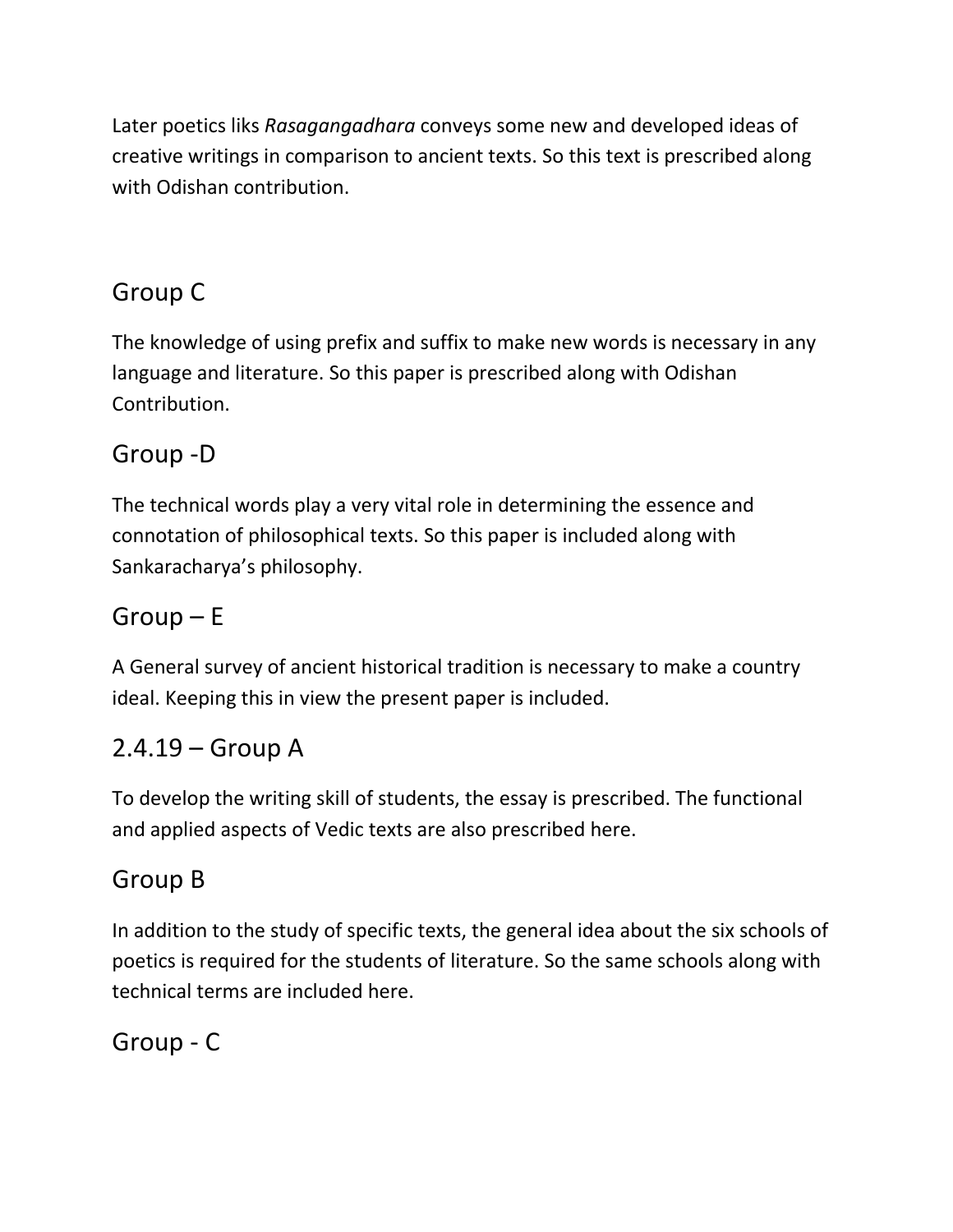Later poetics liks *Rasagangadhara* conveys some new and developed ideas of creative writings in comparison to ancient texts. So this text is prescribed along with Odishan contribution.

## Group C

The knowledge of using prefix and suffix to make new words is necessary in any language and literature. So this paper is prescribed along with Odishan Contribution.

## Group -D

The technical words play a very vital role in determining the essence and connotation of philosophical texts. So this paper is included along with Sankaracharya's philosophy.

## Group – E

A General survey of ancient historical tradition is necessary to make a country ideal. Keeping this in view the present paper is included.

## 2.4.19 – Group A

To develop the writing skill of students, the essay is prescribed. The functional and applied aspects of Vedic texts are also prescribed here.

## Group B

In addition to the study of specific texts, the general idea about the six schools of poetics is required for the students of literature. So the same schools along with technical terms are included here.

## Group - C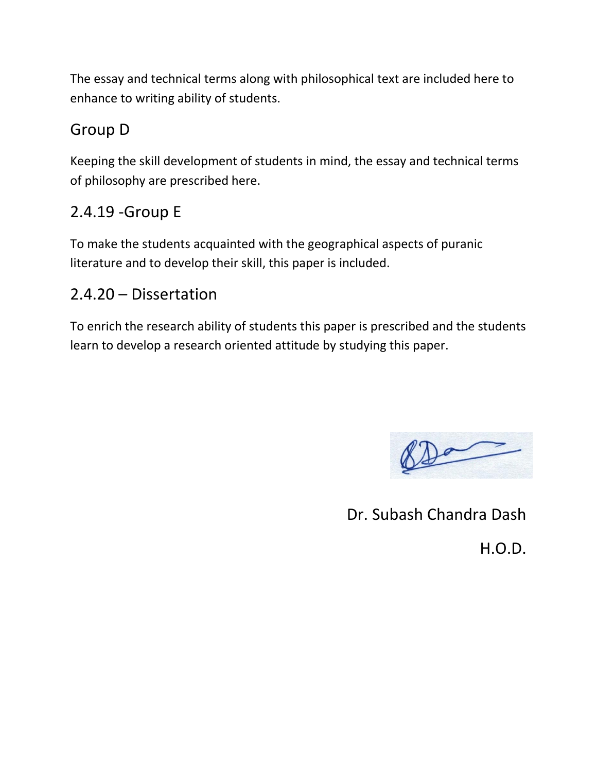The essay and technical terms along with philosophical text are included here to enhance to writing ability of students.

## Group D

Keeping the skill development of students in mind, the essay and technical terms of philosophy are prescribed here.

## 2.4.19 -Group E

To make the students acquainted with the geographical aspects of puranic literature and to develop their skill, this paper is included.

## 2.4.20 – Dissertation

To enrich the research ability of students this paper is prescribed and the students learn to develop a research oriented attitude by studying this paper.

Dr. Subash Chandra Dash

H.O.D.